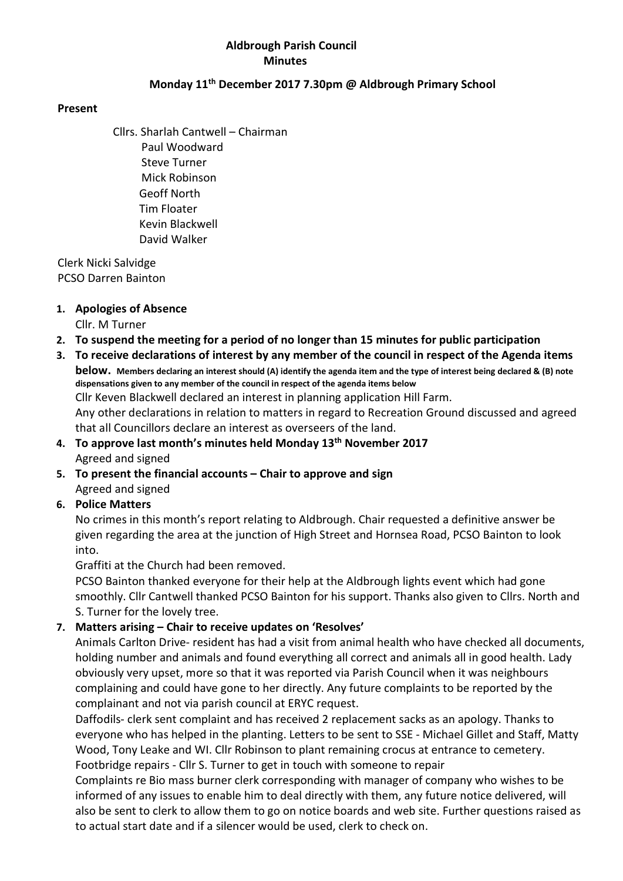**Aldbrough Parish Council**
**Minutes**

**Monday 11th December 2017 7.30pm @ Aldbrough Primary School**

**Present**

Cllrs. Sharlah Cantwell – Chairman
Paul Woodward
Steve Turner
Mick Robinson
Geoff North
Tim Floater
Kevin Blackwell
David Walker

Clerk Nicki Salvidge
PCSO Darren Bainton

1. **Apologies of Absence**
   Cllr. M Turner
2. **To suspend the meeting for a period of no longer than 15 minutes for public participation**
3. **To receive declarations of interest by any member of the council in respect of the Agenda items below. Members declaring an interest should (A) identify the agenda item and the type of interest being declared & (B) note dispensations given to any member of the council in respect of the agenda items below**
   Cllr Keven Blackwell declared an interest in planning application Hill Farm.
   Any other declarations in relation to matters in regard to Recreation Ground discussed and agreed that all Councillors declare an interest as overseers of the land.
4. **To approve last month's minutes held Monday 13th November 2017**
   Agreed and signed
5. **To present the financial accounts – Chair to approve and sign**
   Agreed and signed
6. **Police Matters**
   No crimes in this month's report relating to Aldbrough. Chair requested a definitive answer be given regarding the area at the junction of High Street and Hornsea Road, PCSO Bainton to look into.
   Graffiti at the Church had been removed.
   PCSO Bainton thanked everyone for their help at the Aldbrough lights event which had gone smoothly. Cllr Cantwell thanked PCSO Bainton for his support. Thanks also given to Cllrs. North and S. Turner for the lovely tree.
7. **Matters arising – Chair to receive updates on 'Resolves'**
   Animals Carlton Drive- resident has had a visit from animal health who have checked all documents, holding number and animals and found everything all correct and animals all in good health. Lady obviously very upset, more so that it was reported via Parish Council when it was neighbours complaining and could have gone to her directly. Any future complaints to be reported by the complainant and not via parish council at ERYC request.
   Daffodils- clerk sent complaint and has received 2 replacement sacks as an apology. Thanks to everyone who has helped in the planting. Letters to be sent to SSE - Michael Gillet and Staff, Matty Wood, Tony Leake and WI. Cllr Robinson to plant remaining crocus at entrance to cemetery.
   Footbridge repairs - Cllr S. Turner to get in touch with someone to repair
   Complaints re Bio mass burner clerk corresponding with manager of company who wishes to be informed of any issues to enable him to deal directly with them, any future notice delivered, will also be sent to clerk to allow them to go on notice boards and web site. Further questions raised as to actual start date and if a silencer would be used, clerk to check on.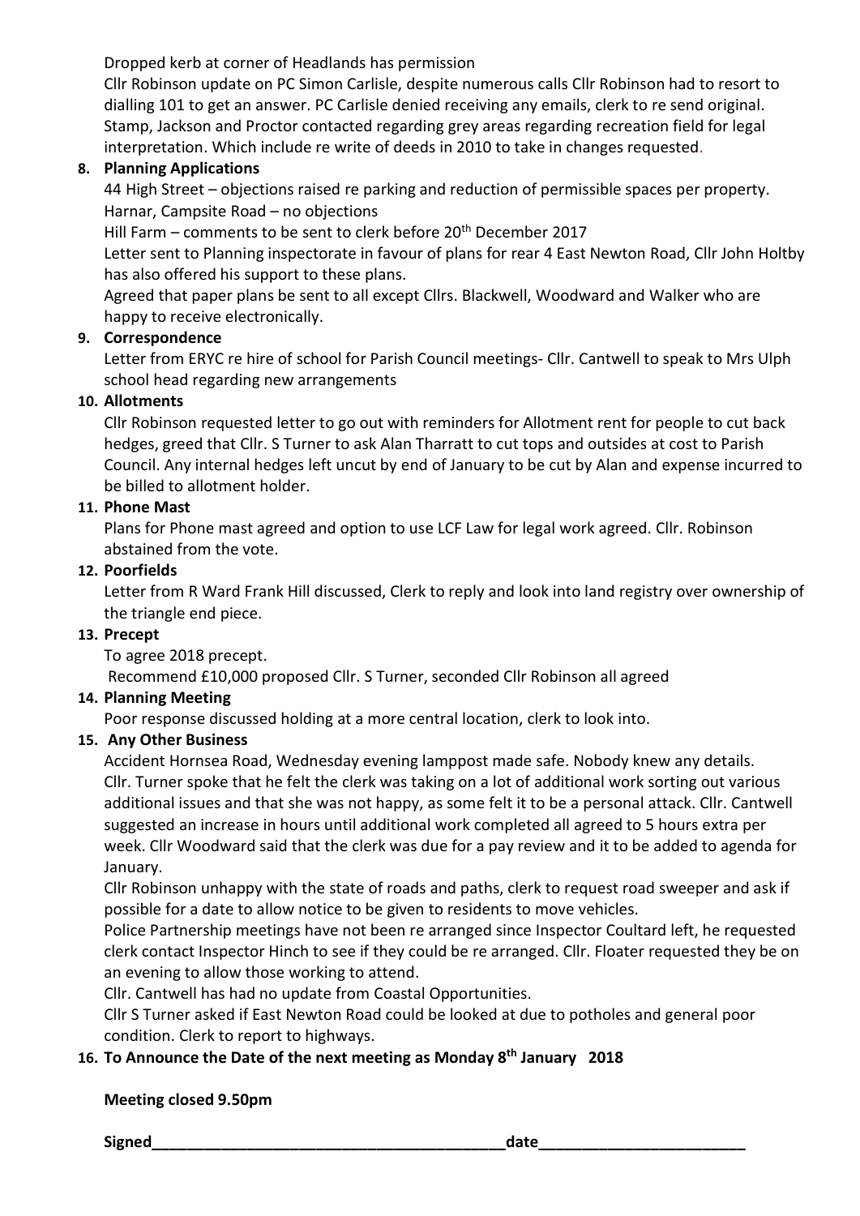Dropped kerb at corner of Headlands has permission

Cllr Robinson update on PC Simon Carlisle, despite numerous calls Cllr Robinson had to resort to dialling 101 to get an answer. PC Carlisle denied receiving any emails, clerk to re send original. Stamp, Jackson and Proctor contacted regarding grey areas regarding recreation field for legal interpretation. Which include re write of deeds in 2010 to take in changes requested.

**8. Planning Applications**

44 High Street – objections raised re parking and reduction of permissible spaces per property.
Harnar, Campsite Road – no objections
Hill Farm – comments to be sent to clerk before 20th December 2017
Letter sent to Planning inspectorate in favour of plans for rear 4 East Newton Road, Cllr John Holtby has also offered his support to these plans.
Agreed that paper plans be sent to all except Cllrs. Blackwell, Woodward and Walker who are happy to receive electronically.

**9. Correspondence**

Letter from ERYC re hire of school for Parish Council meetings- Cllr. Cantwell to speak to Mrs Ulph school head regarding new arrangements

**10. Allotments**

Cllr Robinson requested letter to go out with reminders for Allotment rent for people to cut back hedges, greed that Cllr. S Turner to ask Alan Tharratt to cut tops and outsides at cost to Parish Council. Any internal hedges left uncut by end of January to be cut by Alan and expense incurred to be billed to allotment holder.

**11. Phone Mast**

Plans for Phone mast agreed and option to use LCF Law for legal work agreed. Cllr. Robinson abstained from the vote.

**12. Poorfields**

Letter from R Ward Frank Hill discussed, Clerk to reply and look into land registry over ownership of the triangle end piece.

**13. Precept**

To agree 2018 precept.
Recommend £10,000 proposed Cllr. S Turner, seconded Cllr Robinson all agreed

**14. Planning Meeting**

Poor response discussed holding at a more central location, clerk to look into.

**15. Any Other Business**

Accident Hornsea Road, Wednesday evening lamppost made safe. Nobody knew any details.
Cllr. Turner spoke that he felt the clerk was taking on a lot of additional work sorting out various additional issues and that she was not happy, as some felt it to be a personal attack. Cllr. Cantwell suggested an increase in hours until additional work completed all agreed to 5 hours extra per week. Cllr Woodward said that the clerk was due for a pay review and it to be added to agenda for January.
Cllr Robinson unhappy with the state of roads and paths, clerk to request road sweeper and ask if possible for a date to allow notice to be given to residents to move vehicles.
Police Partnership meetings have not been re arranged since Inspector Coultard left, he requested clerk contact Inspector Hinch to see if they could be re arranged. Cllr. Floater requested they be on an evening to allow those working to attend.
Cllr. Cantwell has had no update from Coastal Opportunities.
Cllr S Turner asked if East Newton Road could be looked at due to potholes and general poor condition. Clerk to report to highways.

**16. To Announce the Date of the next meeting as Monday 8th January 2018**

**Meeting closed 9.50pm**

**Signed**_________________________________________**date**________________________